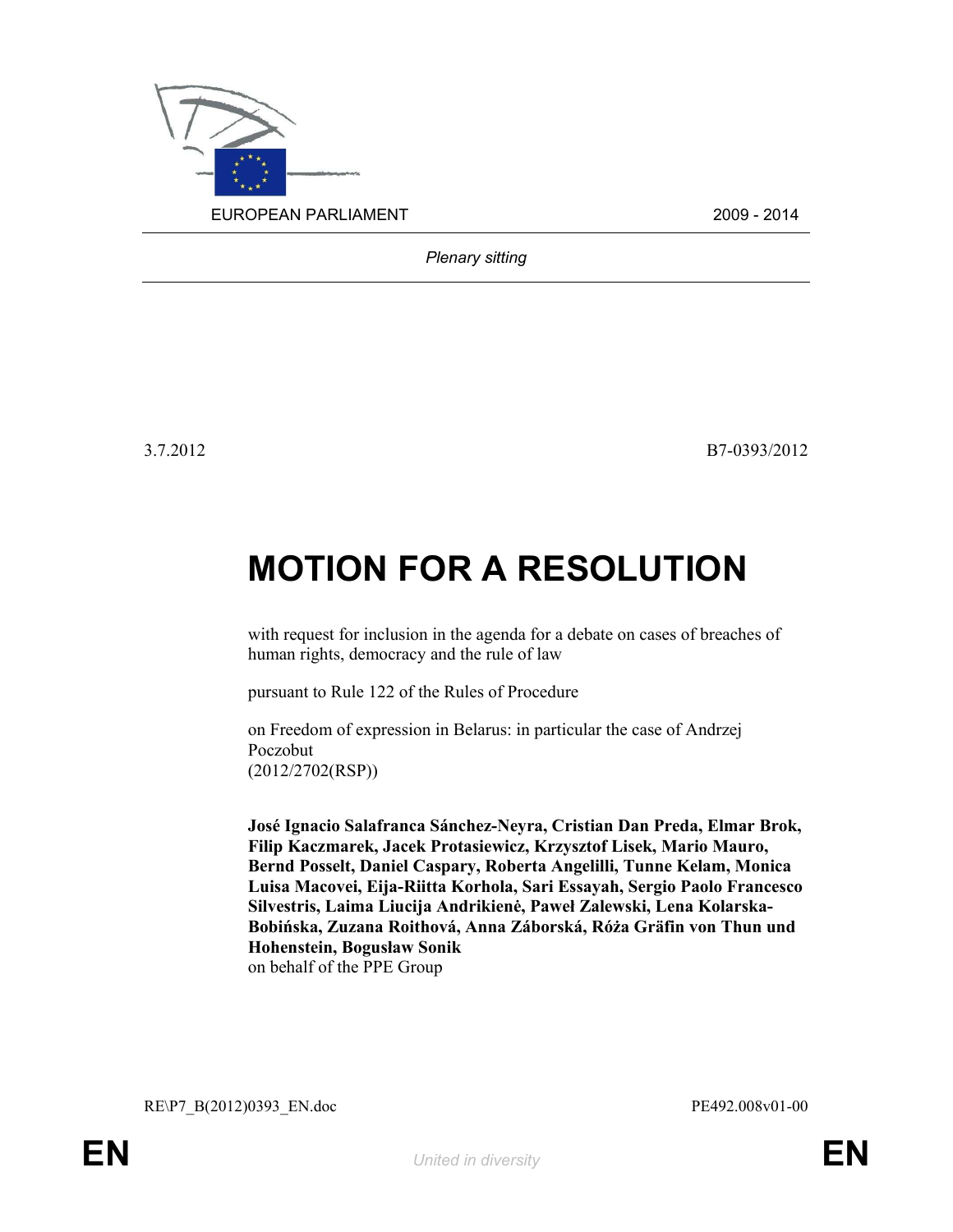EUROPEAN PARLIAMENT 2009 - 2014

*Plenary sitting*

3.7.2012 B7-0393/2012

# MOTION FOR A RESOLUTION

with request for inclusion in the agenda for a debate on cases of breaches of human rights, democracy and the rule of law

pursuant to Rule 122 of the Rules of Procedure

on Freedom of expression in Belarus: in particular the case of Andrzej Poczobut
(2012/2702(RSP))

**José Ignacio Salafranca Sánchez-Neyra, Cristian Dan Preda, Elmar Brok, Filip Kaczmarek, Jacek Protasiewicz, Krzysztof Lisek, Mario Mauro, Bernd Posselt, Daniel Caspary, Roberta Angelilli, Tunne Kelam, Monica Luisa Macovei, Eija-Riitta Korhola, Sari Essayah, Sergio Paolo Francesco Silvestris, Laima Liucija Andrikienė, Paweł Zalewski, Lena Kolarska-Bobińska, Zuzana Roithová, Anna Záborská, Róża Gräfin von Thun und Hohenstein, Bogusław Sonik**
on behalf of the PPE Group

RE\P7_B(2012)0393_EN.doc PE492.008v01-00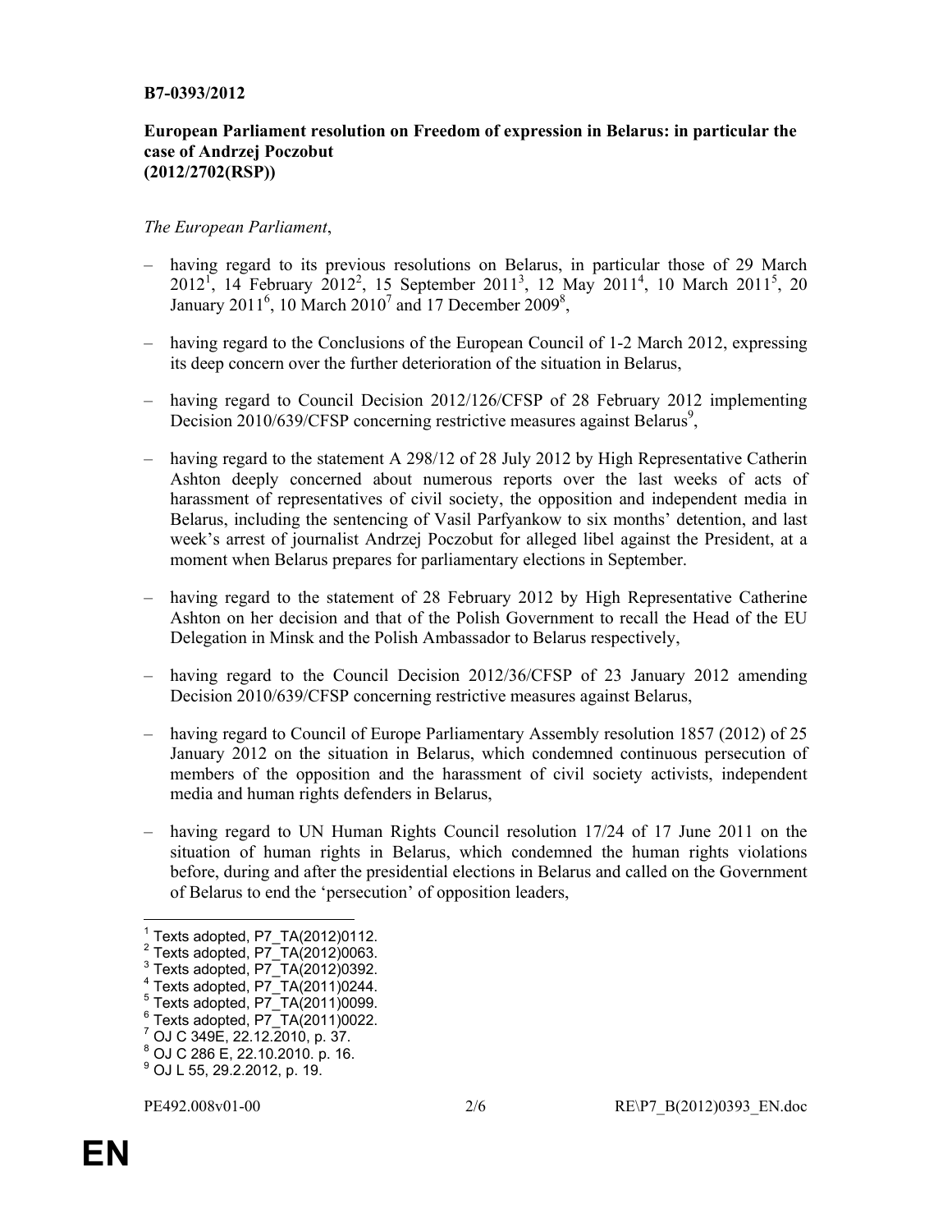**B7-0393/2012**

**European Parliament resolution on Freedom of expression in Belarus: in particular the case of Andrzej Poczobut**
**(2012/2702(RSP))**

*The European Parliament*,

– having regard to its previous resolutions on Belarus, in particular those of 29 March 2012[1], 14 February 2012[2], 15 September 2011[3], 12 May 2011[4], 10 March 2011[5], 20 January 2011[6], 10 March 2010[7] and 17 December 2009[8],

– having regard to the Conclusions of the European Council of 1-2 March 2012, expressing its deep concern over the further deterioration of the situation in Belarus,

– having regard to Council Decision 2012/126/CFSP of 28 February 2012 implementing Decision 2010/639/CFSP concerning restrictive measures against Belarus[9],

– having regard to the statement A 298/12 of 28 July 2012 by High Representative Catherin Ashton deeply concerned about numerous reports over the last weeks of acts of harassment of representatives of civil society, the opposition and independent media in Belarus, including the sentencing of Vasil Parfyankow to six months' detention, and last week's arrest of journalist Andrzej Poczobut for alleged libel against the President, at a moment when Belarus prepares for parliamentary elections in September.

– having regard to the statement of 28 February 2012 by High Representative Catherine Ashton on her decision and that of the Polish Government to recall the Head of the EU Delegation in Minsk and the Polish Ambassador to Belarus respectively,

– having regard to the Council Decision 2012/36/CFSP of 23 January 2012 amending Decision 2010/639/CFSP concerning restrictive measures against Belarus,

– having regard to Council of Europe Parliamentary Assembly resolution 1857 (2012) of 25 January 2012 on the situation in Belarus, which condemned continuous persecution of members of the opposition and the harassment of civil society activists, independent media and human rights defenders in Belarus,

– having regard to UN Human Rights Council resolution 17/24 of 17 June 2011 on the situation of human rights in Belarus, which condemned the human rights violations before, during and after the presidential elections in Belarus and called on the Government of Belarus to end the 'persecution' of opposition leaders,

---

[1] Texts adopted, P7_TA(2012)0112.
[2] Texts adopted, P7_TA(2012)0063.
[3] Texts adopted, P7_TA(2012)0392.
[4] Texts adopted, P7_TA(2011)0244.
[5] Texts adopted, P7_TA(2011)0099.
[6] Texts adopted, P7_TA(2011)0022.
[7] OJ C 349E, 22.12.2010, p. 37.
[8] OJ C 286 E, 22.10.2010. p. 16.
[9] OJ L 55, 29.2.2012, p. 19.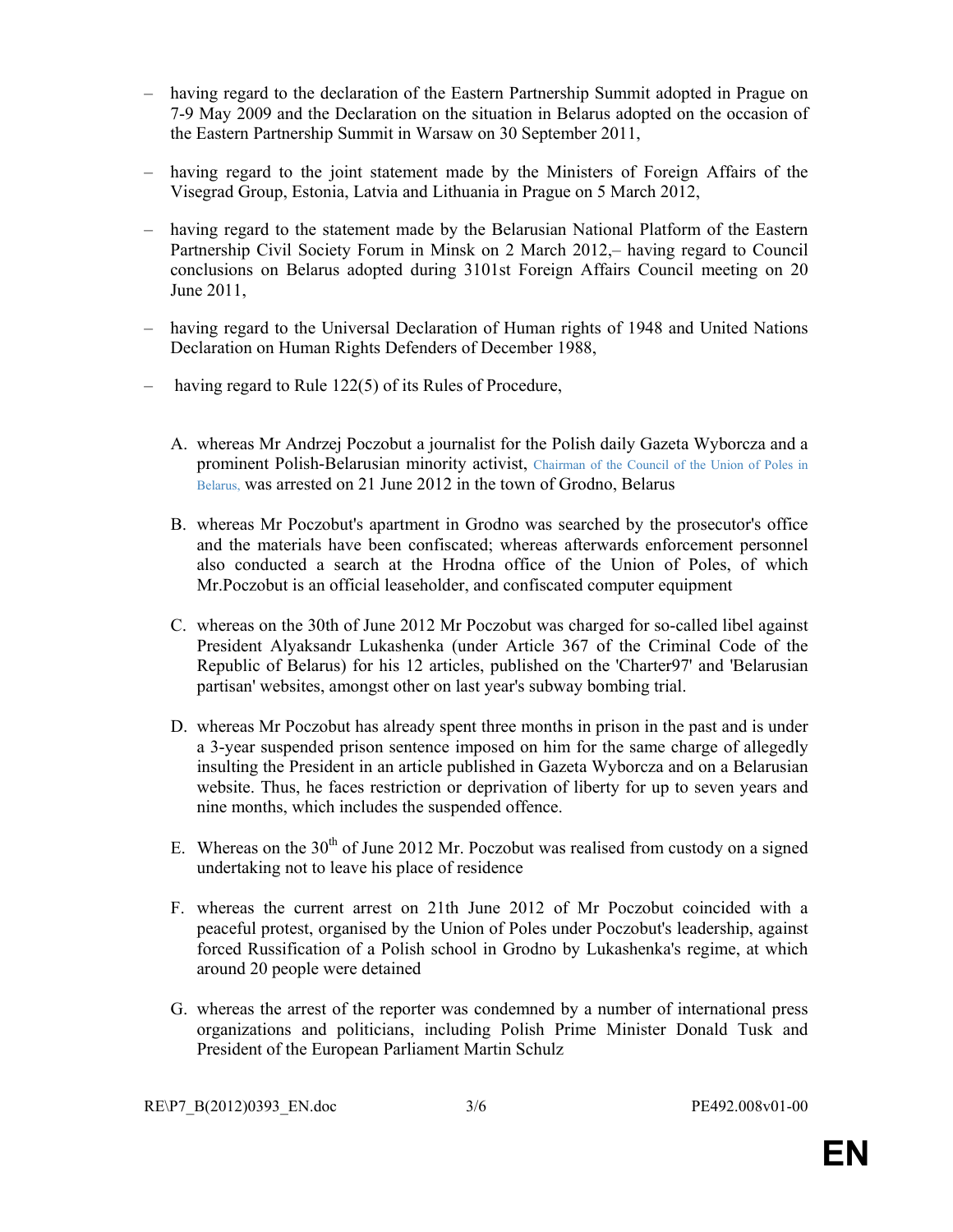– having regard to the declaration of the Eastern Partnership Summit adopted in Prague on 7-9 May 2009 and the Declaration on the situation in Belarus adopted on the occasion of the Eastern Partnership Summit in Warsaw on 30 September 2011,

– having regard to the joint statement made by the Ministers of Foreign Affairs of the Visegrad Group, Estonia, Latvia and Lithuania in Prague on 5 March 2012,

– having regard to the statement made by the Belarusian National Platform of the Eastern Partnership Civil Society Forum in Minsk on 2 March 2012,– having regard to Council conclusions on Belarus adopted during 3101st Foreign Affairs Council meeting on 20 June 2011,

– having regard to the Universal Declaration of Human rights of 1948 and United Nations Declaration on Human Rights Defenders of December 1988,

– having regard to Rule 122(5) of its Rules of Procedure,

A. whereas Mr Andrzej Poczobut a journalist for the Polish daily Gazeta Wyborcza and a prominent Polish-Belarusian minority activist, Chairman of the Council of the Union of Poles in Belarus, was arrested on 21 June 2012 in the town of Grodno, Belarus

B. whereas Mr Poczobut's apartment in Grodno was searched by the prosecutor's office and the materials have been confiscated; whereas afterwards enforcement personnel also conducted a search at the Hrodna office of the Union of Poles, of which Mr.Poczobut is an official leaseholder, and confiscated computer equipment

C. whereas on the 30th of June 2012 Mr Poczobut was charged for so-called libel against President Alyaksandr Lukashenka (under Article 367 of the Criminal Code of the Republic of Belarus) for his 12 articles, published on the 'Charter97' and 'Belarusian partisan' websites, amongst other on last year's subway bombing trial.

D. whereas Mr Poczobut has already spent three months in prison in the past and is under a 3-year suspended prison sentence imposed on him for the same charge of allegedly insulting the President in an article published in Gazeta Wyborcza and on a Belarusian website. Thus, he faces restriction or deprivation of liberty for up to seven years and nine months, which includes the suspended offence.

E. Whereas on the 30th of June 2012 Mr. Poczobut was realised from custody on a signed undertaking not to leave his place of residence

F. whereas the current arrest on 21th June 2012 of Mr Poczobut coincided with a peaceful protest, organised by the Union of Poles under Poczobut's leadership, against forced Russification of a Polish school in Grodno by Lukashenka's regime, at which around 20 people were detained

G. whereas the arrest of the reporter was condemned by a number of international press organizations and politicians, including Polish Prime Minister Donald Tusk and President of the European Parliament Martin Schulz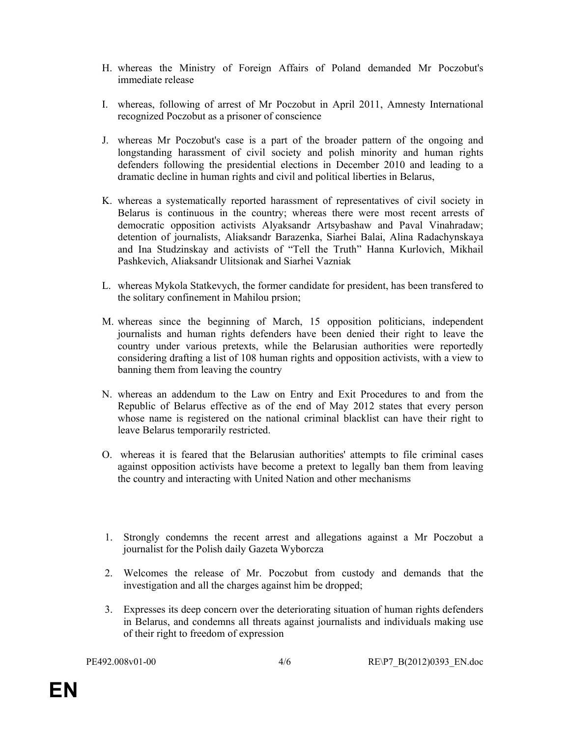H. whereas the Ministry of Foreign Affairs of Poland demanded Mr Poczobut's immediate release

I. whereas, following of arrest of Mr Poczobut in April 2011, Amnesty International recognized Poczobut as a prisoner of conscience

J. whereas Mr Poczobut's case is a part of the broader pattern of the ongoing and longstanding harassment of civil society and polish minority and human rights defenders following the presidential elections in December 2010 and leading to a dramatic decline in human rights and civil and political liberties in Belarus,

K. whereas a systematically reported harassment of representatives of civil society in Belarus is continuous in the country; whereas there were most recent arrests of democratic opposition activists Alyaksandr Artsybashaw and Paval Vinahradaw; detention of journalists, Aliaksandr Barazenka, Siarhei Balai, Alina Radachynskaya and Ina Studzinskay and activists of "Tell the Truth" Hanna Kurlovich, Mikhail Pashkevich, Aliaksandr Ulitsionak and Siarhei Vazniak

L. whereas Mykola Statkevych, the former candidate for president, has been transfered to the solitary confinement in Mahilou prsion;

M. whereas since the beginning of March, 15 opposition politicians, independent journalists and human rights defenders have been denied their right to leave the country under various pretexts, while the Belarusian authorities were reportedly considering drafting a list of 108 human rights and opposition activists, with a view to banning them from leaving the country

N. whereas an addendum to the Law on Entry and Exit Procedures to and from the Republic of Belarus effective as of the end of May 2012 states that every person whose name is registered on the national criminal blacklist can have their right to leave Belarus temporarily restricted.

O. whereas it is feared that the Belarusian authorities' attempts to file criminal cases against opposition activists have become a pretext to legally ban them from leaving the country and interacting with United Nation and other mechanisms

1. Strongly condemns the recent arrest and allegations against a Mr Poczobut a journalist for the Polish daily Gazeta Wyborcza

2. Welcomes the release of Mr. Poczobut from custody and demands that the investigation and all the charges against him be dropped;

3. Expresses its deep concern over the deteriorating situation of human rights defenders in Belarus, and condemns all threats against journalists and individuals making use of their right to freedom of expression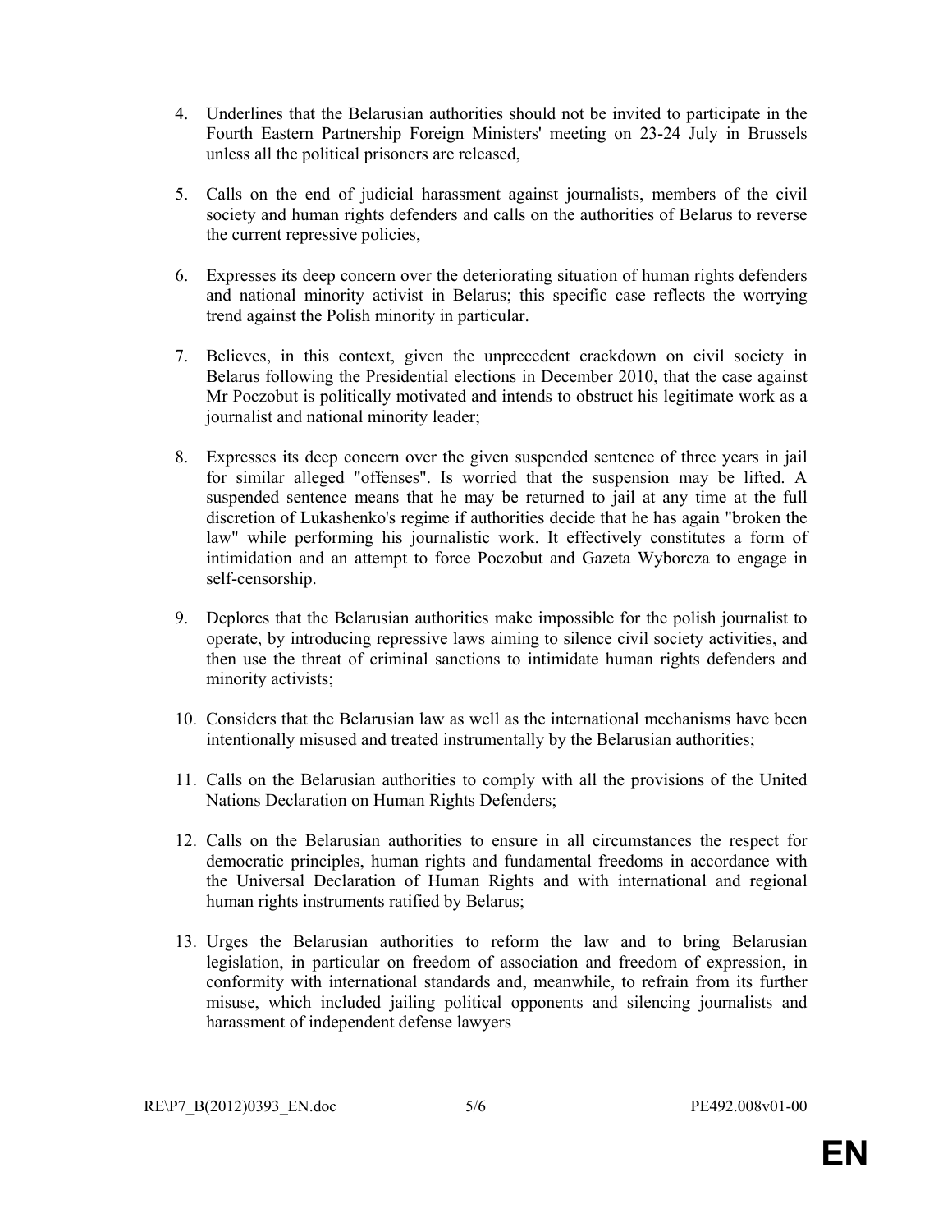4. Underlines that the Belarusian authorities should not be invited to participate in the Fourth Eastern Partnership Foreign Ministers' meeting on 23-24 July in Brussels unless all the political prisoners are released,

5. Calls on the end of judicial harassment against journalists, members of the civil society and human rights defenders and calls on the authorities of Belarus to reverse the current repressive policies,

6. Expresses its deep concern over the deteriorating situation of human rights defenders and national minority activist in Belarus; this specific case reflects the worrying trend against the Polish minority in particular.

7. Believes, in this context, given the unprecedent crackdown on civil society in Belarus following the Presidential elections in December 2010, that the case against Mr Poczobut is politically motivated and intends to obstruct his legitimate work as a journalist and national minority leader;

8. Expresses its deep concern over the given suspended sentence of three years in jail for similar alleged "offenses". Is worried that the suspension may be lifted. A suspended sentence means that he may be returned to jail at any time at the full discretion of Lukashenko's regime if authorities decide that he has again "broken the law" while performing his journalistic work. It effectively constitutes a form of intimidation and an attempt to force Poczobut and Gazeta Wyborcza to engage in self-censorship.

9. Deplores that the Belarusian authorities make impossible for the polish journalist to operate, by introducing repressive laws aiming to silence civil society activities, and then use the threat of criminal sanctions to intimidate human rights defenders and minority activists;

10. Considers that the Belarusian law as well as the international mechanisms have been intentionally misused and treated instrumentally by the Belarusian authorities;

11. Calls on the Belarusian authorities to comply with all the provisions of the United Nations Declaration on Human Rights Defenders;

12. Calls on the Belarusian authorities to ensure in all circumstances the respect for democratic principles, human rights and fundamental freedoms in accordance with the Universal Declaration of Human Rights and with international and regional human rights instruments ratified by Belarus;

13. Urges the Belarusian authorities to reform the law and to bring Belarusian legislation, in particular on freedom of association and freedom of expression, in conformity with international standards and, meanwhile, to refrain from its further misuse, which included jailing political opponents and silencing journalists and harassment of independent defense lawyers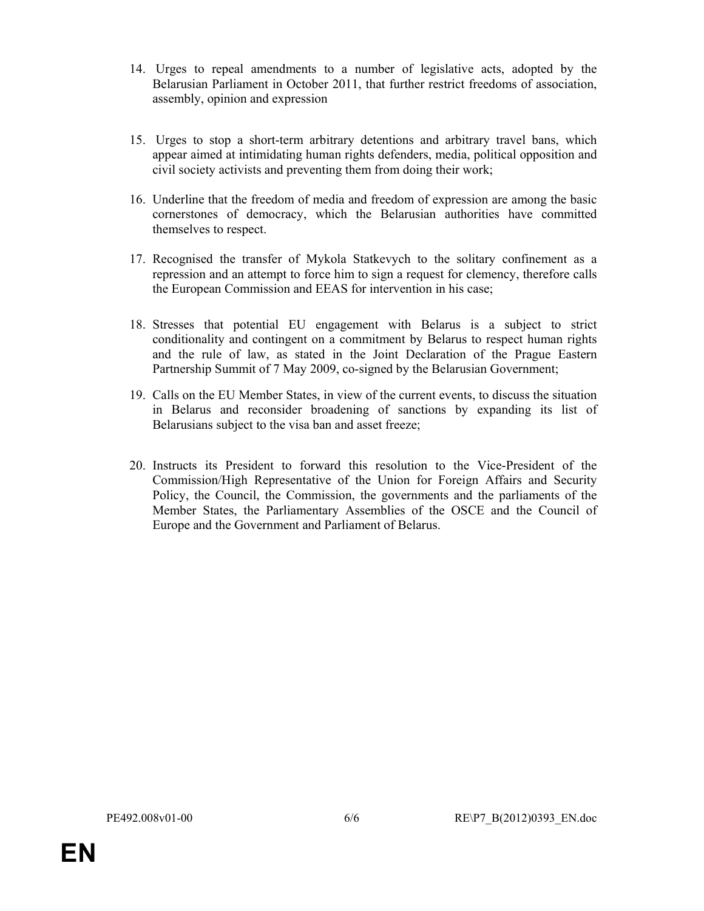14. Urges to repeal amendments to a number of legislative acts, adopted by the Belarusian Parliament in October 2011, that further restrict freedoms of association, assembly, opinion and expression

15. Urges to stop a short-term arbitrary detentions and arbitrary travel bans, which appear aimed at intimidating human rights defenders, media, political opposition and civil society activists and preventing them from doing their work;

16. Underline that the freedom of media and freedom of expression are among the basic cornerstones of democracy, which the Belarusian authorities have committed themselves to respect.

17. Recognised the transfer of Mykola Statkevych to the solitary confinement as a repression and an attempt to force him to sign a request for clemency, therefore calls the European Commission and EEAS for intervention in his case;

18. Stresses that potential EU engagement with Belarus is a subject to strict conditionality and contingent on a commitment by Belarus to respect human rights and the rule of law, as stated in the Joint Declaration of the Prague Eastern Partnership Summit of 7 May 2009, co-signed by the Belarusian Government;

19. Calls on the EU Member States, in view of the current events, to discuss the situation in Belarus and reconsider broadening of sanctions by expanding its list of Belarusians subject to the visa ban and asset freeze;

20. Instructs its President to forward this resolution to the Vice-President of the Commission/High Representative of the Union for Foreign Affairs and Security Policy, the Council, the Commission, the governments and the parliaments of the Member States, the Parliamentary Assemblies of the OSCE and the Council of Europe and the Government and Parliament of Belarus.